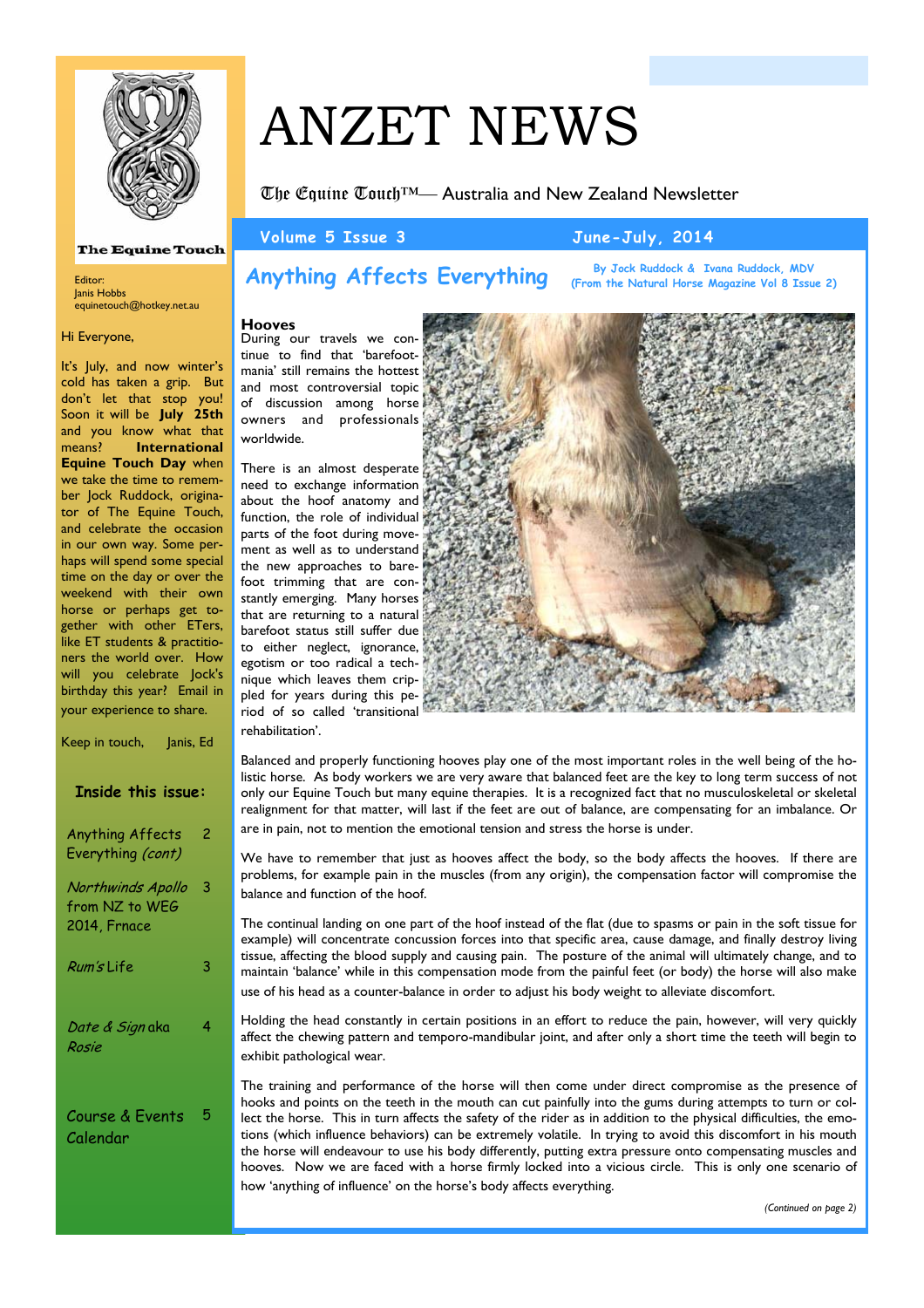# ANZET NEWS

𝔗𝔥𝔢 𝔈𝔮𝔲𝔦𝔫𝔢 𝔗𝔬𝔲𝔠𝔥™— Australia and New Zealand Newsletter

**The Equine Touch**

Editor:
Janis Hobbs
equinetouch@hotkey.net.au

Hi Everyone,

It's July, and now winter's cold has taken a grip. But don't let that stop you! Soon it will be **July 25th** and you know what that means? **International Equine Touch Day** when we take the time to remember Jock Ruddock, originator of The Equine Touch, and celebrate the occasion in our own way. Some perhaps will spend some special time on the day or over the weekend with their own horse or perhaps get together with other ETers, like ET students & practitioners the world over. How will you celebrate Jock's birthday this year? Email in your experience to share.

Keep in touch, Janis, Ed

### Inside this issue:

| | |
|---|---|
| Anything Affects Everything *(cont)* | 2 |
| *Northwinds Apollo* from NZ to WEG 2014, Frnace | 3 |
| *Rum's* Life | 3 |
| *Date & Sign* aka *Rosie* | 4 |
| Course & Events Calendar | 5 |

## Anything Affects Everything

**By Jock Ruddock & Ivana Ruddock, MDV**
**(From the Natural Horse Magazine Vol 8 Issue 2)**

### Hooves

During our travels we continue to find that 'barefoot-mania' still remains the hottest and most controversial topic of discussion among horse owners and professionals worldwide.

There is an almost desperate need to exchange information about the hoof anatomy and function, the role of individual parts of the foot during movement as well as to understand the new approaches to barefoot trimming that are constantly emerging. Many horses that are returning to a natural barefoot status still suffer due to either neglect, ignorance, egotism or too radical a technique which leaves them crippled for years during this period of so called 'transitional rehabilitation'.

Balanced and properly functioning hooves play one of the most important roles in the well being of the holistic horse. As body workers we are very aware that balanced feet are the key to long term success of not only our Equine Touch but many equine therapies. It is a recognized fact that no musculoskeletal or skeletal realignment for that matter, will last if the feet are out of balance, are compensating for an imbalance. Or are in pain, not to mention the emotional tension and stress the horse is under.

We have to remember that just as hooves affect the body, so the body affects the hooves. If there are problems, for example pain in the muscles (from any origin), the compensation factor will compromise the balance and function of the hoof.

The continual landing on one part of the hoof instead of the flat (due to spasms or pain in the soft tissue for example) will concentrate concussion forces into that specific area, cause damage, and finally destroy living tissue, affecting the blood supply and causing pain. The posture of the animal will ultimately change, and to maintain 'balance' while in this compensation mode from the painful feet (or body) the horse will also make use of his head as a counter-balance in order to adjust his body weight to alleviate discomfort.

Holding the head constantly in certain positions in an effort to reduce the pain, however, will very quickly affect the chewing pattern and temporo-mandibular joint, and after only a short time the teeth will begin to exhibit pathological wear.

The training and performance of the horse will then come under direct compromise as the presence of hooks and points on the teeth in the mouth can cut painfully into the gums during attempts to turn or collect the horse. This in turn affects the safety of the rider as in addition to the physical difficulties, the emotions (which influence behaviors) can be extremely volatile. In trying to avoid this discomfort in his mouth the horse will endeavour to use his body differently, putting extra pressure onto compensating muscles and hooves. Now we are faced with a horse firmly locked into a vicious circle. This is only one scenario of how 'anything of influence' on the horse's body affects everything.

*(Continued on page 2)*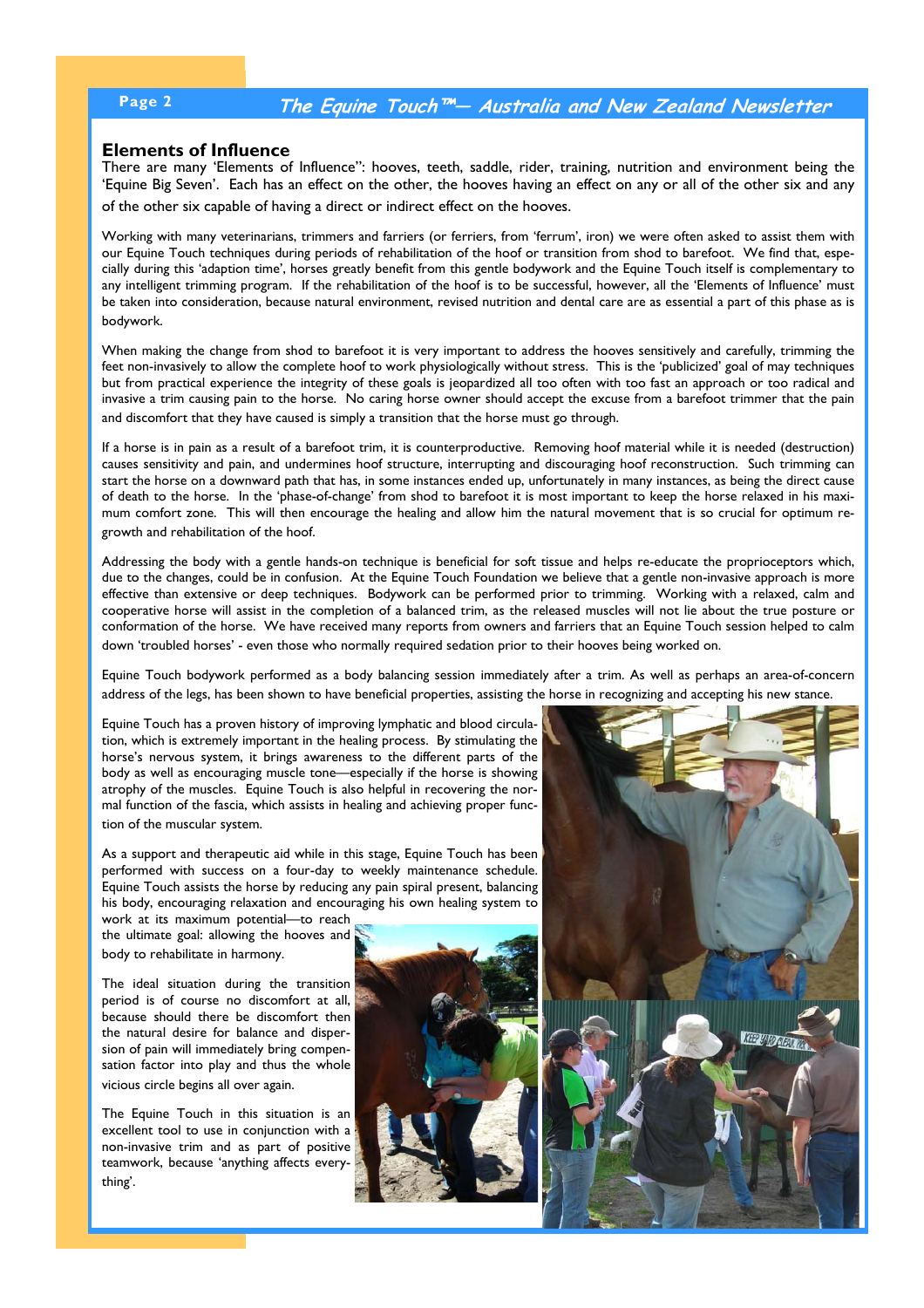## Elements of Influence

There are many 'Elements of Influence'': hooves, teeth, saddle, rider, training, nutrition and environment being the 'Equine Big Seven'. Each has an effect on the other, the hooves having an effect on any or all of the other six and any of the other six capable of having a direct or indirect effect on the hooves.

Working with many veterinarians, trimmers and farriers (or ferriers, from 'ferrum', iron) we were often asked to assist them with our Equine Touch techniques during periods of rehabilitation of the hoof or transition from shod to barefoot. We find that, especially during this 'adaption time', horses greatly benefit from this gentle bodywork and the Equine Touch itself is complementary to any intelligent trimming program. If the rehabilitation of the hoof is to be successful, however, all the 'Elements of Influence' must be taken into consideration, because natural environment, revised nutrition and dental care are as essential a part of this phase as is bodywork.

When making the change from shod to barefoot it is very important to address the hooves sensitively and carefully, trimming the feet non-invasively to allow the complete hoof to work physiologically without stress. This is the 'publicized' goal of may techniques but from practical experience the integrity of these goals is jeopardized all too often with too fast an approach or too radical and invasive a trim causing pain to the horse. No caring horse owner should accept the excuse from a barefoot trimmer that the pain and discomfort that they have caused is simply a transition that the horse must go through.

If a horse is in pain as a result of a barefoot trim, it is counterproductive. Removing hoof material while it is needed (destruction) causes sensitivity and pain, and undermines hoof structure, interrupting and discouraging hoof reconstruction. Such trimming can start the horse on a downward path that has, in some instances ended up, unfortunately in many instances, as being the direct cause of death to the horse. In the 'phase-of-change' from shod to barefoot it is most important to keep the horse relaxed in his maximum comfort zone. This will then encourage the healing and allow him the natural movement that is so crucial for optimum regrowth and rehabilitation of the hoof.

Addressing the body with a gentle hands-on technique is beneficial for soft tissue and helps re-educate the proprioceptors which, due to the changes, could be in confusion. At the Equine Touch Foundation we believe that a gentle non-invasive approach is more effective than extensive or deep techniques. Bodywork can be performed prior to trimming. Working with a relaxed, calm and cooperative horse will assist in the completion of a balanced trim, as the released muscles will not lie about the true posture or conformation of the horse. We have received many reports from owners and farriers that an Equine Touch session helped to calm down 'troubled horses' - even those who normally required sedation prior to their hooves being worked on.

Equine Touch bodywork performed as a body balancing session immediately after a trim. As well as perhaps an area-of-concern address of the legs, has been shown to have beneficial properties, assisting the horse in recognizing and accepting his new stance.

Equine Touch has a proven history of improving lymphatic and blood circulation, which is extremely important in the healing process. By stimulating the horse's nervous system, it brings awareness to the different parts of the body as well as encouraging muscle tone—especially if the horse is showing atrophy of the muscles. Equine Touch is also helpful in recovering the normal function of the fascia, which assists in healing and achieving proper function of the muscular system.

As a support and therapeutic aid while in this stage, Equine Touch has been performed with success on a four-day to weekly maintenance schedule. Equine Touch assists the horse by reducing any pain spiral present, balancing his body, encouraging relaxation and encouraging his own healing system to work at its maximum potential—to reach the ultimate goal: allowing the hooves and body to rehabilitate in harmony.

The ideal situation during the transition period is of course no discomfort at all, because should there be discomfort then the natural desire for balance and dispersion of pain will immediately bring compensation factor into play and thus the whole vicious circle begins all over again.

The Equine Touch in this situation is an excellent tool to use in conjunction with a non-invasive trim and as part of positive teamwork, because 'anything affects everything'.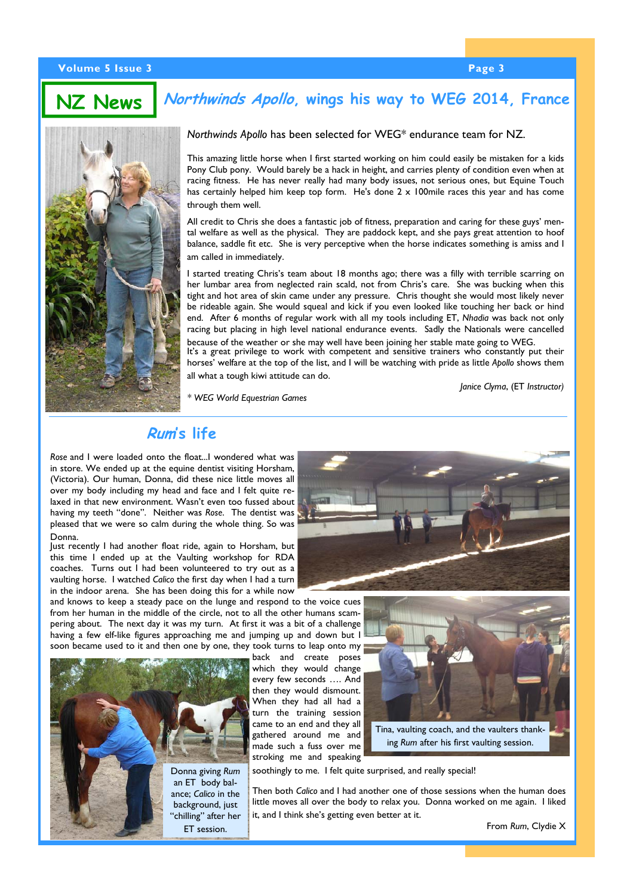## NZ News

## *Northwinds Apollo*, wings his way to WEG 2014, France

*Northwinds Apollo* has been selected for WEG* endurance team for NZ.

This amazing little horse when I first started working on him could easily be mistaken for a kids Pony Club pony. Would barely be a hack in height, and carries plenty of condition even when at racing fitness. He has never really had many body issues, not serious ones, but Equine Touch has certainly helped him keep top form. He's done 2 x 100mile races this year and has come through them well.

All credit to Chris she does a fantastic job of fitness, preparation and caring for these guys' mental welfare as well as the physical. They are paddock kept, and she pays great attention to hoof balance, saddle fit etc. She is very perceptive when the horse indicates something is amiss and I am called in immediately.

I started treating Chris's team about 18 months ago; there was a filly with terrible scarring on her lumbar area from neglected rain scald, not from Chris's care. She was bucking when this tight and hot area of skin came under any pressure. Chris thought she would most likely never be rideable again. She would squeal and kick if you even looked like touching her back or hind end. After 6 months of regular work with all my tools including ET, *Nhadia* was back not only racing but placing in high level national endurance events. Sadly the Nationals were cancelled because of the weather or she may well have been joining her stable mate going to WEG.

It's a great privilege to work with competent and sensitive trainers who constantly put their horses' welfare at the top of the list, and I will be watching with pride as little *Apollo* shows them all what a tough kiwi attitude can do.

*Janice Clyma*, (ET *Instructor)*

\* *WEG World Equestrian Games*

## *Rum*'s life

*Rose* and I were loaded onto the float...I wondered what was in store. We ended up at the equine dentist visiting Horsham, (Victoria). Our human, Donna, did these nice little moves all over my body including my head and face and I felt quite relaxed in that new environment. Wasn't even too fussed about having my teeth "done". Neither was *Rose*. The dentist was pleased that we were so calm during the whole thing. So was Donna.

Just recently I had another float ride, again to Horsham, but this time I ended up at the Vaulting workshop for RDA coaches. Turns out I had been volunteered to try out as a vaulting horse. I watched *Calico* the first day when I had a turn in the indoor arena. She has been doing this for a while now and knows to keep a steady pace on the lunge and respond to the voice cues from her human in the middle of the circle, not to all the other humans scampering about. The next day it was my turn. At first it was a bit of a challenge having a few elf-like figures approaching me and jumping up and down but I soon became used to it and then one by one, they took turns to leap onto my back and create poses which they would change every few seconds …. And then they would dismount. When they had all had a turn the training session came to an end and they all gathered around me and made such a fuss over me stroking me and speaking soothingly to me. I felt quite surprised, and really special!

Tina, vaulting coach, and the vaulters thanking *Rum* after his first vaulting session.

Donna giving *Rum* an ET body balance; *Calico* in the background, just "chilling" after her ET session.

Then both *Calico* and I had another one of those sessions when the human does little moves all over the body to relax you. Donna worked on me again. I liked it, and I think she's getting even better at it.

From *Rum*, Clydie X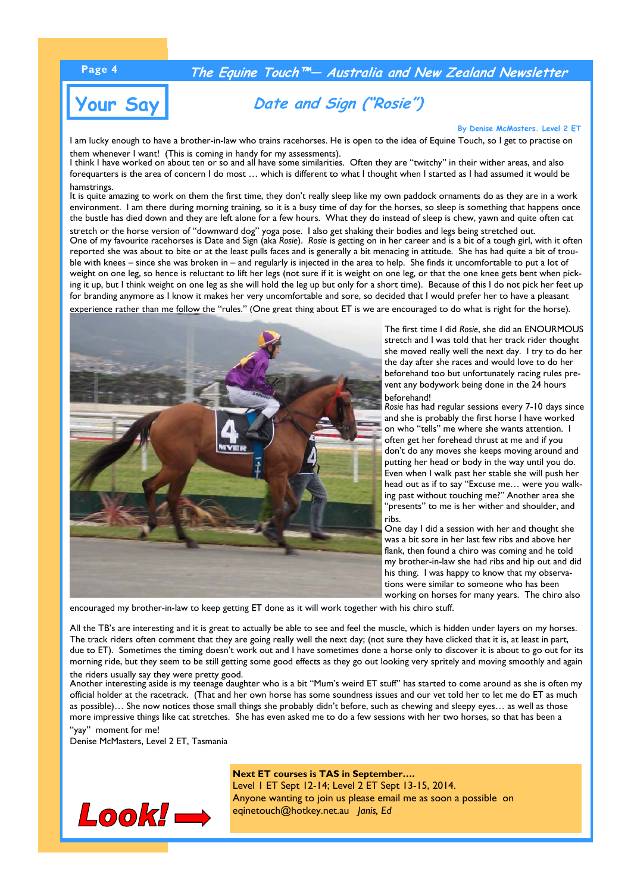## Your Say

## Date and Sign ("Rosie")

**By Denise McMasters, Level 2 ET**

I am lucky enough to have a brother-in-law who trains racehorses. He is open to the idea of Equine Touch, so I get to practise on them whenever I want! (This is coming in handy for my assessments).

I think I have worked on about ten or so and all have some similarities. Often they are "twitchy" in their wither areas, and also forequarters is the area of concern I do most … which is different to what I thought when I started as I had assumed it would be hamstrings.

It is quite amazing to work on them the first time, they don't really sleep like my own paddock ornaments do as they are in a work environment. I am there during morning training, so it is a busy time of day for the horses, so sleep is something that happens once the bustle has died down and they are left alone for a few hours. What they do instead of sleep is chew, yawn and quite often cat stretch or the horse version of "downward dog" yoga pose. I also get shaking their bodies and legs being stretched out.

One of my favourite racehorses is Date and Sign (aka *Rosie*). *Rosie* is getting on in her career and is a bit of a tough girl, with it often reported she was about to bite or at the least pulls faces and is generally a bit menacing in attitude. She has had quite a bit of trouble with knees – since she was broken in – and regularly is injected in the area to help. She finds it uncomfortable to put a lot of weight on one leg, so hence is reluctant to lift her legs (not sure if it is weight on one leg, or that the one knee gets bent when picking it up, but I think weight on one leg as she will hold the leg up but only for a short time). Because of this I do not pick her feet up for branding anymore as I know it makes her very uncomfortable and sore, so decided that I would prefer her to have a pleasant experience rather than me follow the "rules." (One great thing about ET is we are encouraged to do what is right for the horse).

The first time I did *Rosie*, she did an ENOURMOUS stretch and I was told that her track rider thought she moved really well the next day. I try to do her the day after she races and would love to do her beforehand too but unfortunately racing rules prevent any bodywork being done in the 24 hours beforehand!

*Rosie* has had regular sessions every 7-10 days since and she is probably the first horse I have worked on who "tells" me where she wants attention. I often get her forehead thrust at me and if you don't do any moves she keeps moving around and putting her head or body in the way until you do. Even when I walk past her stable she will push her head out as if to say "Excuse me… were you walking past without touching me?" Another area she "presents" to me is her wither and shoulder, and ribs.

One day I did a session with her and thought she was a bit sore in her last few ribs and above her flank, then found a chiro was coming and he told my brother-in-law she had ribs and hip out and did his thing. I was happy to know that my observations were similar to someone who has been working on horses for many years. The chiro also encouraged my brother-in-law to keep getting ET done as it will work together with his chiro stuff.

All the TB's are interesting and it is great to actually be able to see and feel the muscle, which is hidden under layers on my horses. The track riders often comment that they are going really well the next day; (not sure they have clicked that it is, at least in part, due to ET). Sometimes the timing doesn't work out and I have sometimes done a horse only to discover it is about to go out for its morning ride, but they seem to be still getting some good effects as they go out looking very spritely and moving smoothly and again the riders usually say they were pretty good.

Another interesting aside is my teenage daughter who is a bit "Mum's weird ET stuff" has started to come around as she is often my official holder at the racetrack. (That and her own horse has some soundness issues and our vet told her to let me do ET as much as possible)… She now notices those small things she probably didn't before, such as chewing and sleepy eyes… as well as those more impressive things like cat stretches. She has even asked me to do a few sessions with her two horses, so that has been a "yay" moment for me!

Denise McMasters, Level 2 ET, Tasmania

**Look!**

**Next ET courses is TAS in September….**
Level 1 ET Sept 12-14; Level 2 ET Sept 13-15, 2014.
Anyone wanting to join us please email me as soon a possible on eqinetouch@hotkey.net.au *Janis, Ed*